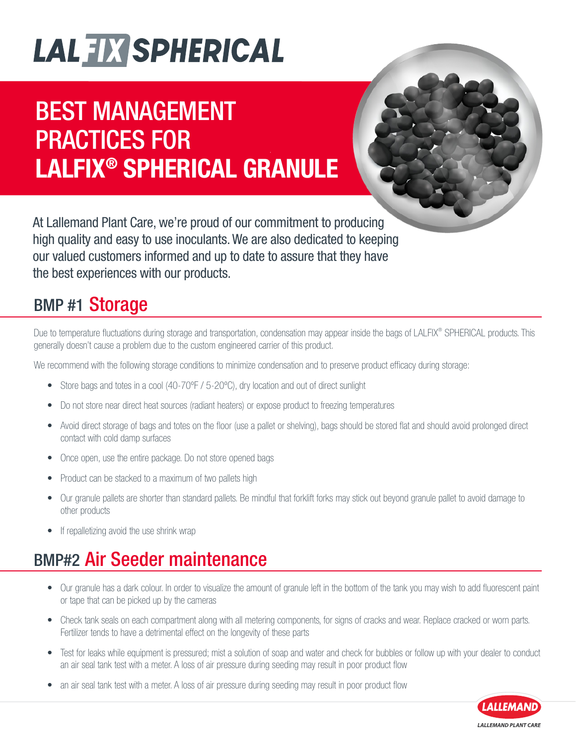# LALFIX SPHERICAL

## BEST MANAGEMENT PRACTICES FOR LALFIX® SPHERICAL GRANULE

At Lallemand Plant Care, we're proud of our commitment to producing high quality and easy to use inoculants. We are also dedicated to keeping our valued customers informed and up to date to assure that they have the best experiences with our products.

## BMP #1 Storage

Due to temperature fluctuations during storage and transportation, condensation may appear inside the bags of LALFIX® SPHERICAL products. This generally doesn't cause a problem due to the custom engineered carrier of this product.

We recommend with the following storage conditions to minimize condensation and to preserve product efficacy during storage:

- Store bags and totes in a cool (40-70ºF / 5-20ºC), dry location and out of direct sunlight
- Do not store near direct heat sources (radiant heaters) or expose product to freezing temperatures
- Avoid direct storage of bags and totes on the floor (use a pallet or shelving), bags should be stored flat and should avoid prolonged direct contact with cold damp surfaces
- Once open, use the entire package. Do not store opened bags
- Product can be stacked to a maximum of two pallets high
- Our granule pallets are shorter than standard pallets. Be mindful that forklift forks may stick out beyond granule pallet to avoid damage to other products
- If repalletizing avoid the use shrink wrap

## BMP#2 Air Seeder maintenance

- Our granule has a dark colour. In order to visualize the amount of granule left in the bottom of the tank you may wish to add fluorescent paint or tape that can be picked up by the cameras
- Check tank seals on each compartment along with all metering components, for signs of cracks and wear. Replace cracked or worn parts. Fertilizer tends to have a detrimental effect on the longevity of these parts
- Test for leaks while equipment is pressured; mist a solution of soap and water and check for bubbles or follow up with your dealer to conduct an air seal tank test with a meter. A loss of air pressure during seeding may result in poor product flow
- an air seal tank test with a meter. A loss of air pressure during seeding may result in poor product flow

LALLEMAND PLANT CARE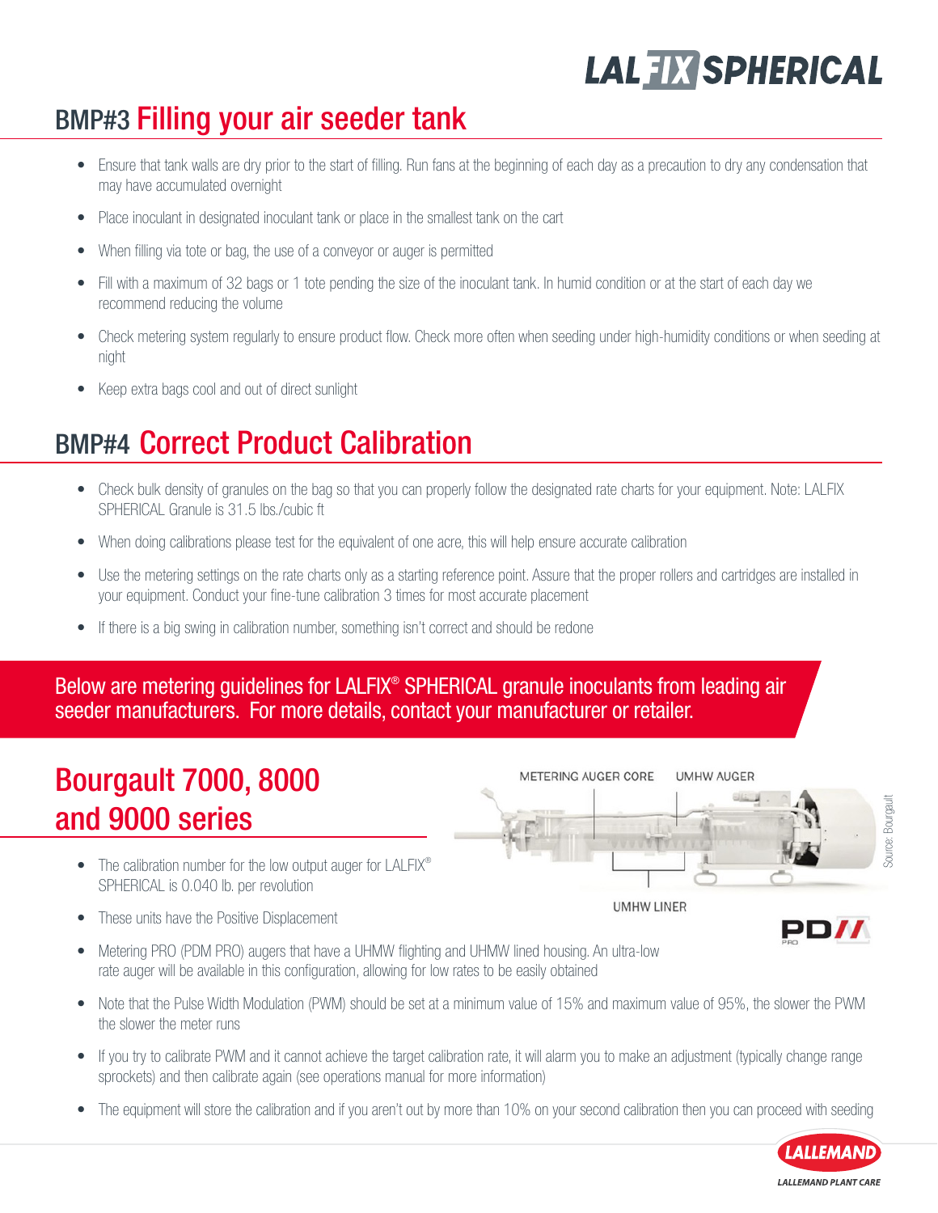## BMP#3 Filling your air seeder tank

- Ensure that tank walls are dry prior to the start of filling. Run fans at the beginning of each day as a precaution to dry any condensation that may have accumulated overnight
- Place inoculant in designated inoculant tank or place in the smallest tank on the cart
- When filling via tote or bag, the use of a conveyor or auger is permitted
- Fill with a maximum of 32 bags or 1 tote pending the size of the inoculant tank. In humid condition or at the start of each day we recommend reducing the volume
- Check metering system regularly to ensure product flow. Check more often when seeding under high-humidity conditions or when seeding at night
- Keep extra bags cool and out of direct sunlight

## BMP#4 Correct Product Calibration

- Check bulk density of granules on the bag so that you can properly follow the designated rate charts for your equipment. Note: LALFIX SPHERICAL Granule is 31.5 lbs./cubic ft
- When doing calibrations please test for the equivalent of one acre, this will help ensure accurate calibration
- Use the metering settings on the rate charts only as a starting reference point. Assure that the proper rollers and cartridges are installed in your equipment. Conduct your fine-tune calibration 3 times for most accurate placement
- If there is a big swing in calibration number, something isn't correct and should be redone

Below are metering guidelines for LALFIX® SPHERICAL granule inoculants from leading air seeder manufacturers. For more details, contact your manufacturer or retailer.

## Bourgault 7000, 8000 and 9000 series

METERING AUGER CORE UMHW AUGER UMHW LINER

Source: Bourgault

- The calibration number for the low output auger for LALFIX® SPHERICAL is 0.040 lb. per revolution
- These units have the Positive Displacement Metering PRO (PDM PRO) augers that have a UHMW flighting and UHMW lined housing. An ultra-low rate auger will be available in this configuration, allowing for low rates to be easily obtained
- Note that the Pulse Width Modulation (PWM) should be set at a minimum value of 15% and maximum value of 95%, the slower the PWM the slower the meter runs
- If you try to calibrate PWM and it cannot achieve the target calibration rate, it will alarm you to make an adjustment (typically change range sprockets) and then calibrate again (see operations manual for more information)
- The equipment will store the calibration and if you aren't out by more than 10% on your second calibration then you can proceed with seeding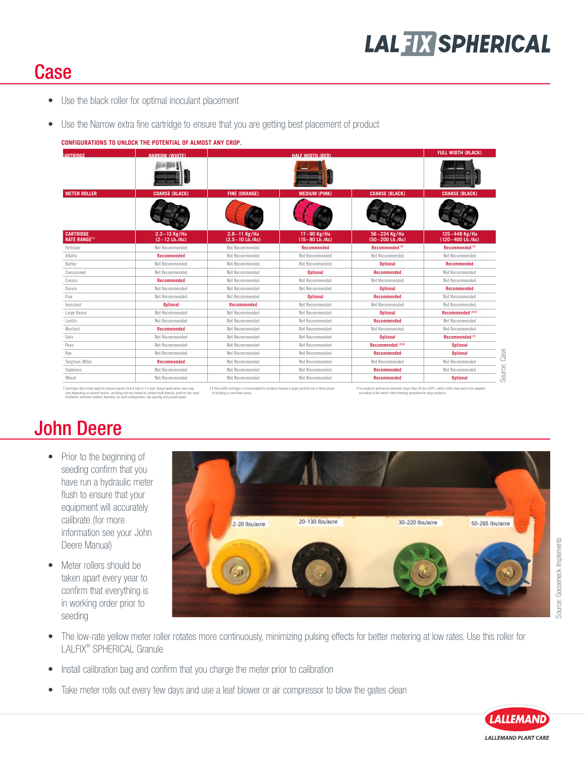# Case

- Use the black roller for optimal inoculant placement
- Use the Narrow extra fine cartridge to ensure that you are getting best placement of product

**CONFIGURATIONS TO UNLOCK THE POTENTIAL OF ALMOST ANY CROP.**

| CARTRIDGE | NARROW (WHITE) | HALF WIDTH (RED) | | | FULL WIDTH (BLACK) |
|---|---|---|---|---|---|
| METER ROLLER | COARSE (BLACK) | FINE (ORANGE) | MEDIUM (PINK) | COARSE (BLACK) | COARSE (BLACK) |
| CARTRIDGE RATE RANGE[1] | 2.3 – 13 Kg/Ha (2 – 12 Lb./Ac) | 2.8 – 11 Kg/Ha (2.5 – 10 Lb./Ac) | 17 – 90 Kg/Ha (15 – 80 Lb./Ac) | 56 – 224 Kg/Ha (50 – 200 Lb./Ac) | 135 – 448 Kg/Ha (120 – 400 Lb./Ac) |
| Fertilizer | Not Recommended | Not Recommended | Recommended | Recommended [2] | Recommended [2] |
| Alfalfa | Recommended | Not Recommended | Not Recommended | Not Recommended | Not Recommended |
| Barley | Not Recommended | Not Recommended | Not Recommended | Optional | Recommended |
| Canaryseed | Not Recommended | Not Recommended | Optional | Recommended | Not Recommended |
| Canola | Recommended | Not Recommended | Not Recommended | Not Recommended | Not Recommended |
| Durum | Not Recommended | Not Recommended | Not Recommended | Optional | Recommended |
| Flax | Not Recommended | Not Recommended | Optional | Recommended | Not Recommended |
| Inoculant | Optional | Recommended | Not Recommended | Not Recommended | Not Recommended |
| Large Beans | Not Recommended | Not Recommended | Not Recommended | Optional | Recommended [2][3] |
| Lentils | Not Recommended | Not Recommended | Not Recommended | Recommended | Not Recommended |
| Mustard | Recommended | Not Recommended | Not Recommended | Not Recommended | Not Recommended |
| Oats | Not Recommended | Not Recommended | Not Recommended | Optional | Recommended [2] |
| Peas | Not Recommended | Not Recommended | Not Recommended | Recommended [2][3] | Optional |
| Rye | Not Recommended | Not Recommended | Not Recommended | Recommended | Optional |
| Sorghum (Milo) | Recommended | Not Recommended | Not Recommended | Not Recommended | Not Recommended |
| Soybeans | Not Recommended | Not Recommended | Not Recommended | Recommended | Not Recommended |
| Wheat | Not Recommended | Not Recommended | Not Recommended | Recommended | Optional |

1 Cartridge rates listed apply for ground speeds from 4 mph to 5.5 mph. Actual application rates may vary depending on several factors, including but not limited to: product bulk density, particle size, seed treatment, moisture content, humidity, air pack configuration, row spacing and ground speed.

2 A full-width cartridge is recommended for products having a larger particle size or those prone to bridging or seed flow issues.

3 For products with kernel diameter larger than 10 mm (3/8"), meter rollers may need to be adapted according to the meter roller trimming procedure for large products.

Source: Case

# John Deere

- Prior to the beginning of seeding confirm that you have run a hydraulic meter flush to ensure that your equipment will accurately calibrate (for more information see your John Deere Manual)
- Meter rollers should be taken apart every year to confirm that everything is in working order prior to seeding

Source: Gooseneck Implements

- The low-rate yellow meter roller rotates more continuously, minimizing pulsing effects for better metering at low rates. Use this roller for LALFIX® SPHERICAL Granule
- Install calibration bag and confirm that you charge the meter prior to calibration
- Take meter rolls out every few days and use a leaf blower or air compressor to blow the gates clean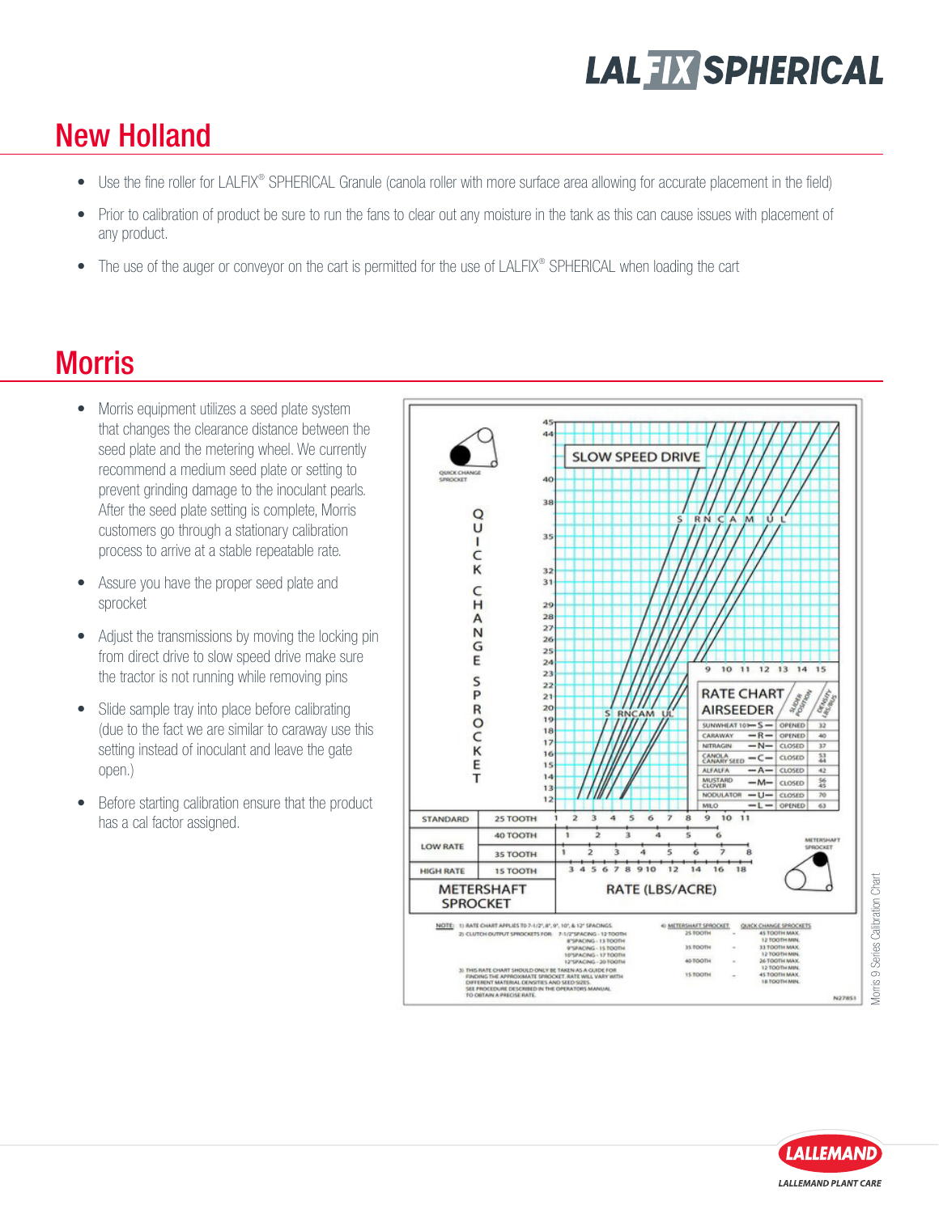## New Holland

- Use the fine roller for LALFIX® SPHERICAL Granule (canola roller with more surface area allowing for accurate placement in the field)
- Prior to calibration of product be sure to run the fans to clear out any moisture in the tank as this can cause issues with placement of any product.
- The use of the auger or conveyor on the cart is permitted for the use of LALFIX® SPHERICAL when loading the cart

## Morris

- Morris equipment utilizes a seed plate system that changes the clearance distance between the seed plate and the metering wheel. We currently recommend a medium seed plate or setting to prevent grinding damage to the inoculant pearls. After the seed plate setting is complete, Morris customers go through a stationary calibration process to arrive at a stable repeatable rate.
- Assure you have the proper seed plate and sprocket
- Adjust the transmissions by moving the locking pin from direct drive to slow speed drive make sure the tractor is not running while removing pins
- Slide sample tray into place before calibrating (due to the fact we are similar to caraway use this setting instead of inoculant and leave the gate open.)
- Before starting calibration ensure that the product has a cal factor assigned.

Morris 9 Series Calibration Chart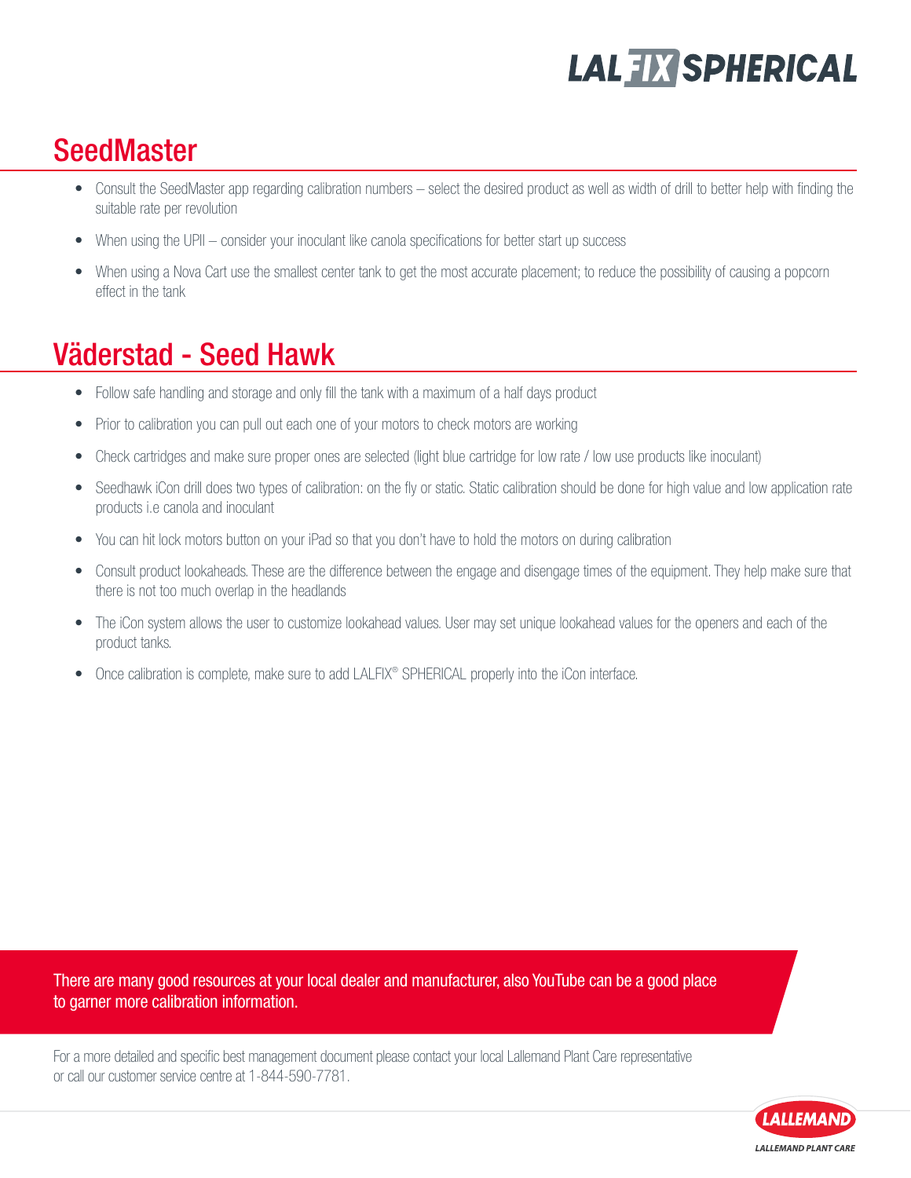## SeedMaster

- Consult the SeedMaster app regarding calibration numbers – select the desired product as well as width of drill to better help with finding the suitable rate per revolution
- When using the UPII – consider your inoculant like canola specifications for better start up success
- When using a Nova Cart use the smallest center tank to get the most accurate placement; to reduce the possibility of causing a popcorn effect in the tank

## Väderstad - Seed Hawk

- Follow safe handling and storage and only fill the tank with a maximum of a half days product
- Prior to calibration you can pull out each one of your motors to check motors are working
- Check cartridges and make sure proper ones are selected (light blue cartridge for low rate / low use products like inoculant)
- Seedhawk iCon drill does two types of calibration: on the fly or static. Static calibration should be done for high value and low application rate products i.e canola and inoculant
- You can hit lock motors button on your iPad so that you don't have to hold the motors on during calibration
- Consult product lookaheads. These are the difference between the engage and disengage times of the equipment. They help make sure that there is not too much overlap in the headlands
- The iCon system allows the user to customize lookahead values. User may set unique lookahead values for the openers and each of the product tanks.
- Once calibration is complete, make sure to add LALFIX® SPHERICAL properly into the iCon interface.

There are many good resources at your local dealer and manufacturer, also YouTube can be a good place to garner more calibration information.

For a more detailed and specific best management document please contact your local Lallemand Plant Care representative or call our customer service centre at 1-844-590-7781.